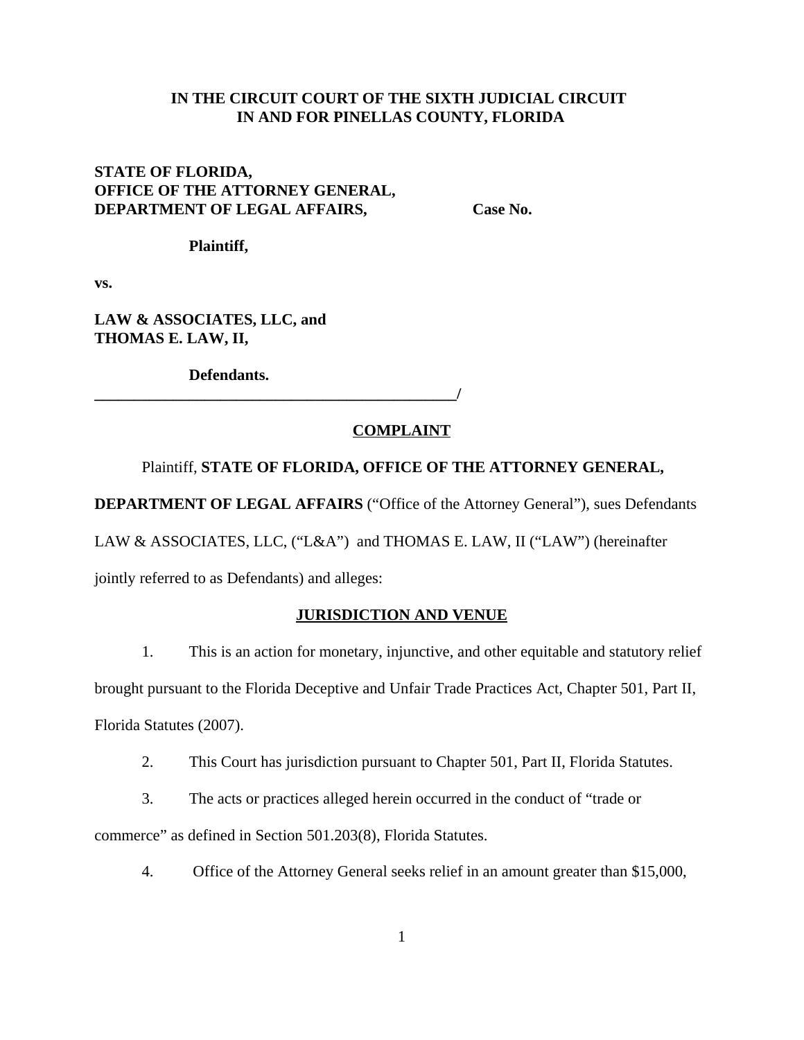**IN THE CIRCUIT COURT OF THE SIXTH JUDICIAL CIRCUIT IN AND FOR PINELLAS COUNTY, FLORIDA**

**STATE OF FLORIDA,**
**OFFICE OF THE ATTORNEY GENERAL,**
**DEPARTMENT OF LEGAL AFFAIRS,** **Case No.**

**Plaintiff,**

**vs.**

**LAW & ASSOCIATES, LLC, and**
**THOMAS E. LAW, II,**

**Defendants.**
**_______________________________________________/**

## COMPLAINT

Plaintiff, **STATE OF FLORIDA, OFFICE OF THE ATTORNEY GENERAL, DEPARTMENT OF LEGAL AFFAIRS** ("Office of the Attorney General"), sues Defendants LAW & ASSOCIATES, LLC, ("L&A") and THOMAS E. LAW, II ("LAW") (hereinafter jointly referred to as Defendants) and alleges:

## JURISDICTION AND VENUE

1. This is an action for monetary, injunctive, and other equitable and statutory relief brought pursuant to the Florida Deceptive and Unfair Trade Practices Act, Chapter 501, Part II, Florida Statutes (2007).

2. This Court has jurisdiction pursuant to Chapter 501, Part II, Florida Statutes.

3. The acts or practices alleged herein occurred in the conduct of "trade or commerce" as defined in Section 501.203(8), Florida Statutes.

4. Office of the Attorney General seeks relief in an amount greater than $15,000,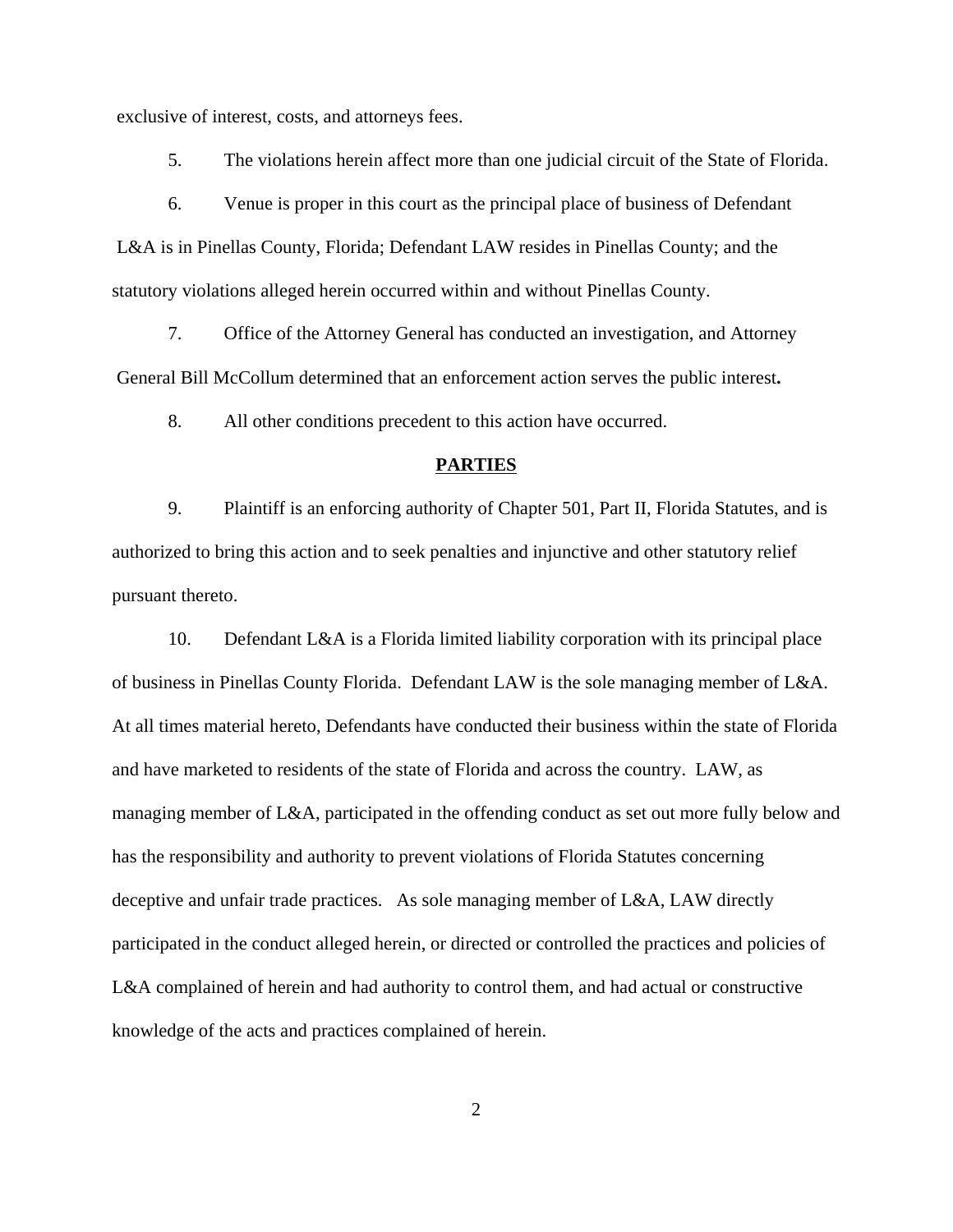exclusive of interest, costs, and attorneys fees.

5. The violations herein affect more than one judicial circuit of the State of Florida.

6. Venue is proper in this court as the principal place of business of Defendant L&A is in Pinellas County, Florida; Defendant LAW resides in Pinellas County; and the statutory violations alleged herein occurred within and without Pinellas County.

7. Office of the Attorney General has conducted an investigation, and Attorney General Bill McCollum determined that an enforcement action serves the public interest**.**

8. All other conditions precedent to this action have occurred.

## PARTIES

9. Plaintiff is an enforcing authority of Chapter 501, Part II, Florida Statutes, and is authorized to bring this action and to seek penalties and injunctive and other statutory relief pursuant thereto.

10. Defendant L&A is a Florida limited liability corporation with its principal place of business in Pinellas County Florida. Defendant LAW is the sole managing member of L&A. At all times material hereto, Defendants have conducted their business within the state of Florida and have marketed to residents of the state of Florida and across the country. LAW, as managing member of L&A, participated in the offending conduct as set out more fully below and has the responsibility and authority to prevent violations of Florida Statutes concerning deceptive and unfair trade practices. As sole managing member of L&A, LAW directly participated in the conduct alleged herein, or directed or controlled the practices and policies of L&A complained of herein and had authority to control them, and had actual or constructive knowledge of the acts and practices complained of herein.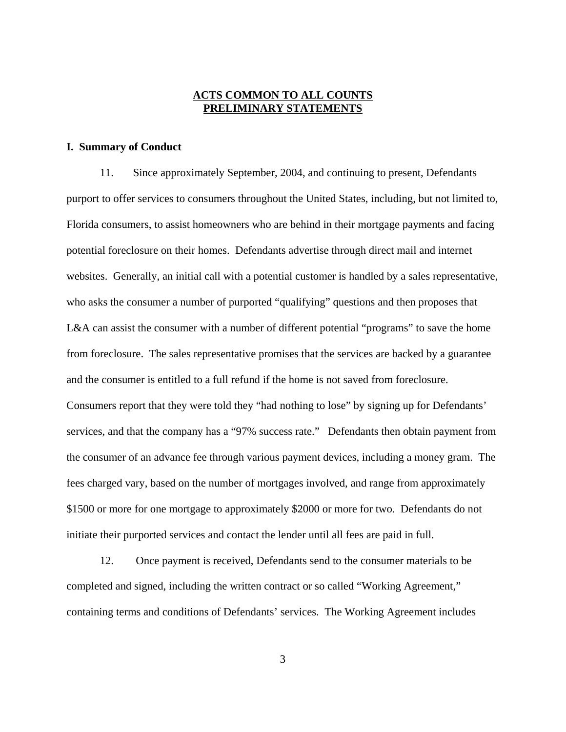## ACTS COMMON TO ALL COUNTS
## PRELIMINARY STATEMENTS

### I. Summary of Conduct

11. Since approximately September, 2004, and continuing to present, Defendants purport to offer services to consumers throughout the United States, including, but not limited to, Florida consumers, to assist homeowners who are behind in their mortgage payments and facing potential foreclosure on their homes. Defendants advertise through direct mail and internet websites. Generally, an initial call with a potential customer is handled by a sales representative, who asks the consumer a number of purported "qualifying" questions and then proposes that L&A can assist the consumer with a number of different potential "programs" to save the home from foreclosure. The sales representative promises that the services are backed by a guarantee and the consumer is entitled to a full refund if the home is not saved from foreclosure. Consumers report that they were told they "had nothing to lose" by signing up for Defendants' services, and that the company has a "97% success rate." Defendants then obtain payment from the consumer of an advance fee through various payment devices, including a money gram. The fees charged vary, based on the number of mortgages involved, and range from approximately $1500 or more for one mortgage to approximately $2000 or more for two. Defendants do not initiate their purported services and contact the lender until all fees are paid in full.

12. Once payment is received, Defendants send to the consumer materials to be completed and signed, including the written contract or so called "Working Agreement," containing terms and conditions of Defendants' services. The Working Agreement includes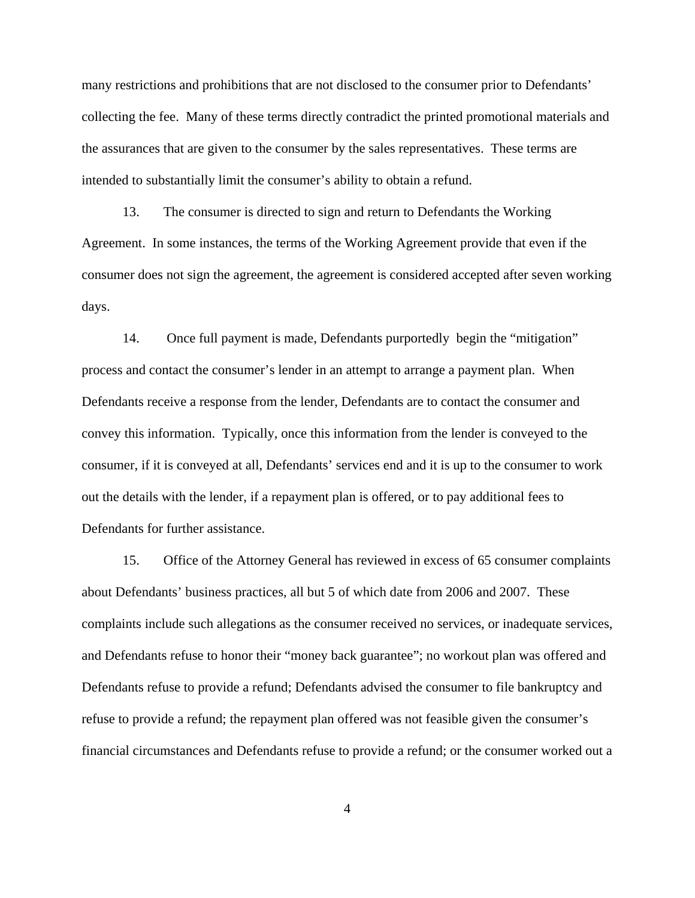many restrictions and prohibitions that are not disclosed to the consumer prior to Defendants' collecting the fee. Many of these terms directly contradict the printed promotional materials and the assurances that are given to the consumer by the sales representatives. These terms are intended to substantially limit the consumer's ability to obtain a refund.

13. The consumer is directed to sign and return to Defendants the Working Agreement. In some instances, the terms of the Working Agreement provide that even if the consumer does not sign the agreement, the agreement is considered accepted after seven working days.

14. Once full payment is made, Defendants purportedly begin the "mitigation" process and contact the consumer's lender in an attempt to arrange a payment plan. When Defendants receive a response from the lender, Defendants are to contact the consumer and convey this information. Typically, once this information from the lender is conveyed to the consumer, if it is conveyed at all, Defendants' services end and it is up to the consumer to work out the details with the lender, if a repayment plan is offered, or to pay additional fees to Defendants for further assistance.

15. Office of the Attorney General has reviewed in excess of 65 consumer complaints about Defendants' business practices, all but 5 of which date from 2006 and 2007. These complaints include such allegations as the consumer received no services, or inadequate services, and Defendants refuse to honor their "money back guarantee"; no workout plan was offered and Defendants refuse to provide a refund; Defendants advised the consumer to file bankruptcy and refuse to provide a refund; the repayment plan offered was not feasible given the consumer's financial circumstances and Defendants refuse to provide a refund; or the consumer worked out a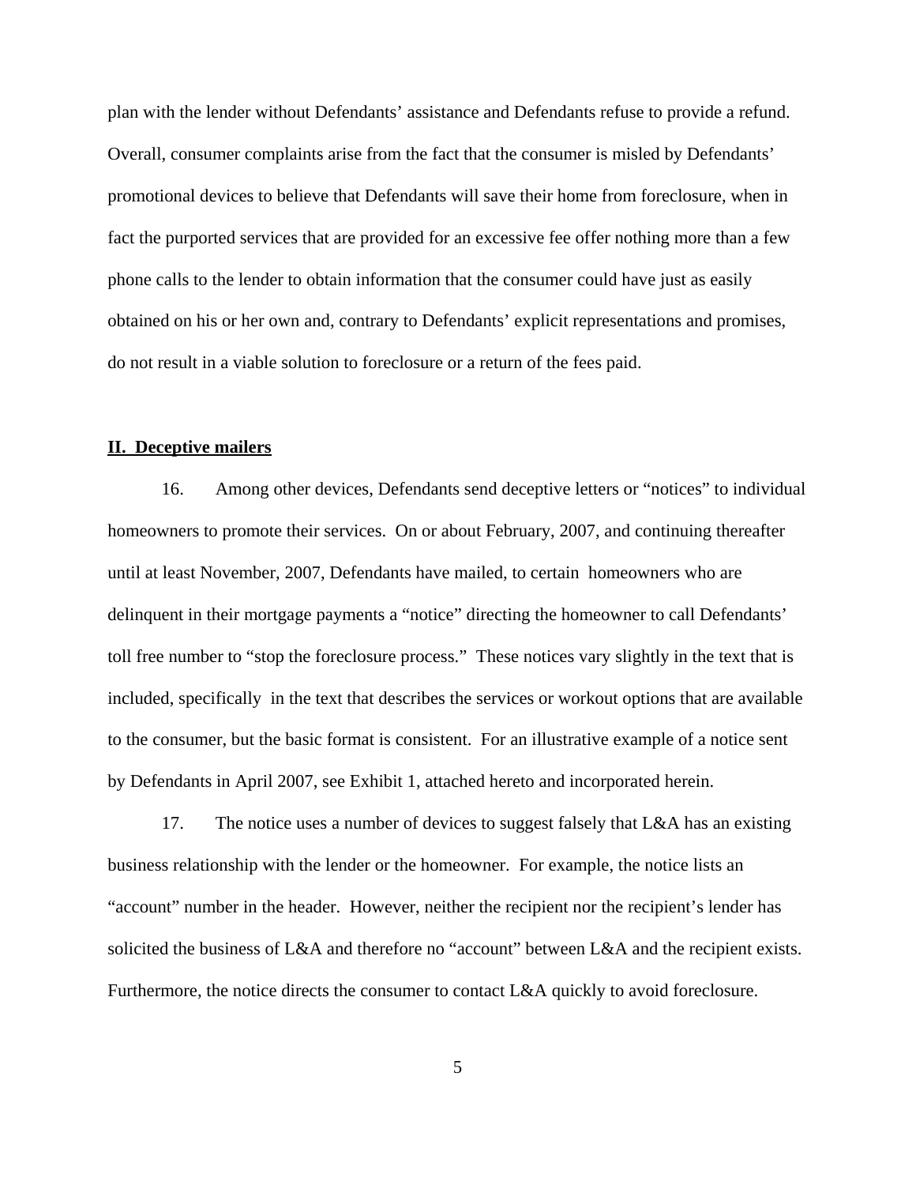plan with the lender without Defendants' assistance and Defendants refuse to provide a refund. Overall, consumer complaints arise from the fact that the consumer is misled by Defendants' promotional devices to believe that Defendants will save their home from foreclosure, when in fact the purported services that are provided for an excessive fee offer nothing more than a few phone calls to the lender to obtain information that the consumer could have just as easily obtained on his or her own and, contrary to Defendants' explicit representations and promises, do not result in a viable solution to foreclosure or a return of the fees paid.

## II. Deceptive mailers

16. Among other devices, Defendants send deceptive letters or "notices" to individual homeowners to promote their services. On or about February, 2007, and continuing thereafter until at least November, 2007, Defendants have mailed, to certain homeowners who are delinquent in their mortgage payments a "notice" directing the homeowner to call Defendants' toll free number to "stop the foreclosure process." These notices vary slightly in the text that is included, specifically in the text that describes the services or workout options that are available to the consumer, but the basic format is consistent. For an illustrative example of a notice sent by Defendants in April 2007, see Exhibit 1, attached hereto and incorporated herein.

17. The notice uses a number of devices to suggest falsely that L&A has an existing business relationship with the lender or the homeowner. For example, the notice lists an "account" number in the header. However, neither the recipient nor the recipient's lender has solicited the business of L&A and therefore no "account" between L&A and the recipient exists. Furthermore, the notice directs the consumer to contact L&A quickly to avoid foreclosure.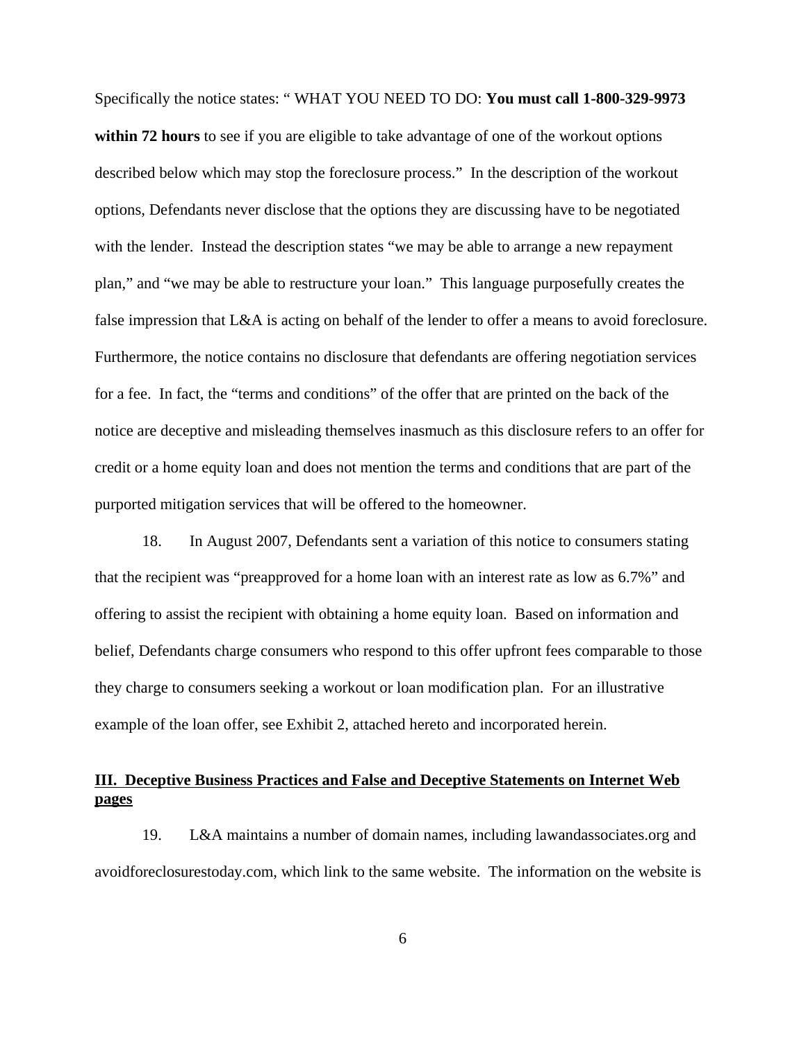Specifically the notice states: " WHAT YOU NEED TO DO: **You must call 1-800-329-9973 within 72 hours** to see if you are eligible to take advantage of one of the workout options described below which may stop the foreclosure process." In the description of the workout options, Defendants never disclose that the options they are discussing have to be negotiated with the lender. Instead the description states "we may be able to arrange a new repayment plan," and "we may be able to restructure your loan." This language purposefully creates the false impression that L&A is acting on behalf of the lender to offer a means to avoid foreclosure. Furthermore, the notice contains no disclosure that defendants are offering negotiation services for a fee. In fact, the "terms and conditions" of the offer that are printed on the back of the notice are deceptive and misleading themselves inasmuch as this disclosure refers to an offer for credit or a home equity loan and does not mention the terms and conditions that are part of the purported mitigation services that will be offered to the homeowner.

18. In August 2007, Defendants sent a variation of this notice to consumers stating that the recipient was "preapproved for a home loan with an interest rate as low as 6.7%" and offering to assist the recipient with obtaining a home equity loan. Based on information and belief, Defendants charge consumers who respond to this offer upfront fees comparable to those they charge to consumers seeking a workout or loan modification plan. For an illustrative example of the loan offer, see Exhibit 2, attached hereto and incorporated herein.

## III. Deceptive Business Practices and False and Deceptive Statements on Internet Web pages

19. L&A maintains a number of domain names, including lawandassociates.org and avoidforeclosurestoday.com, which link to the same website. The information on the website is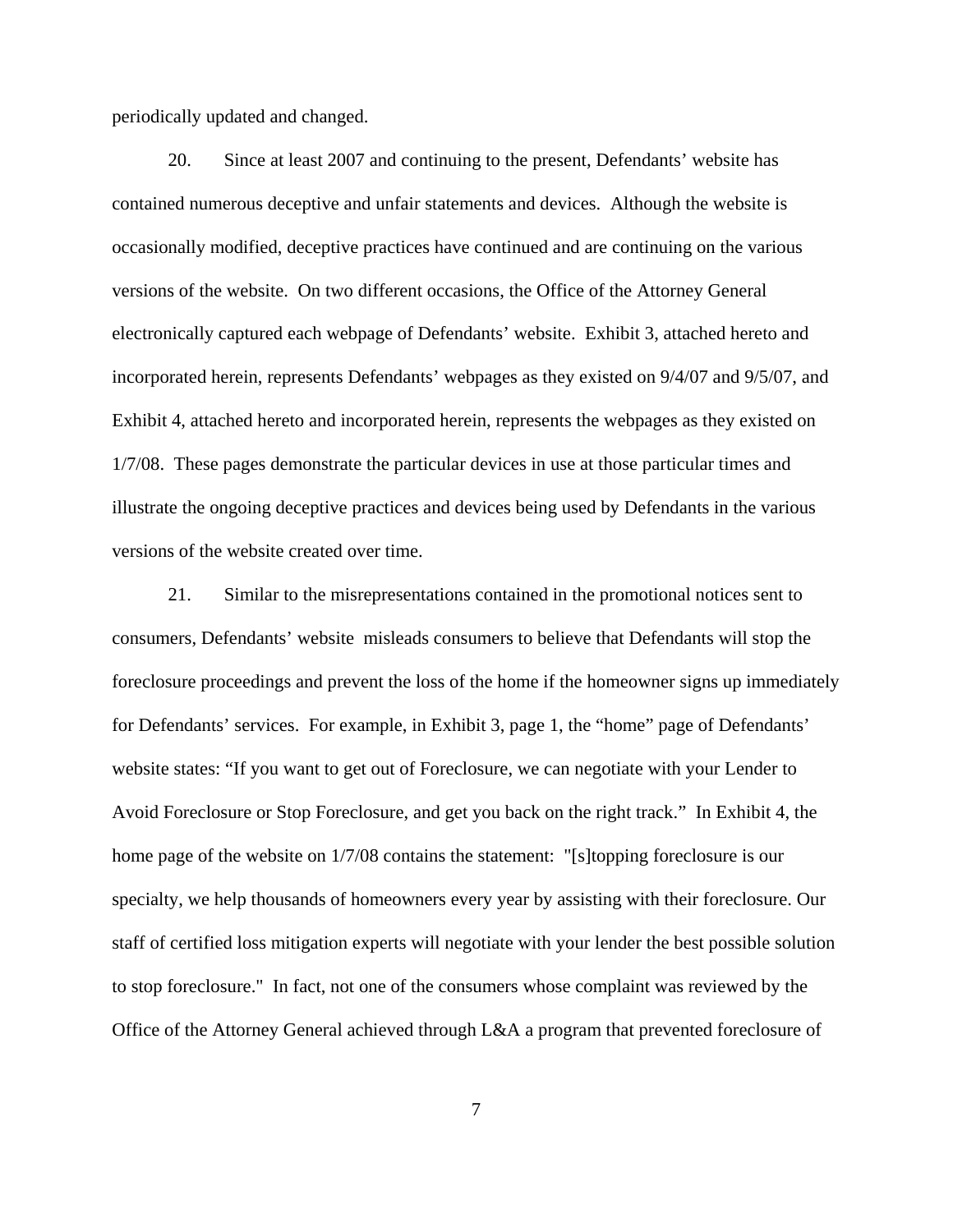periodically updated and changed.

20. Since at least 2007 and continuing to the present, Defendants' website has contained numerous deceptive and unfair statements and devices. Although the website is occasionally modified, deceptive practices have continued and are continuing on the various versions of the website. On two different occasions, the Office of the Attorney General electronically captured each webpage of Defendants' website. Exhibit 3, attached hereto and incorporated herein, represents Defendants' webpages as they existed on 9/4/07 and 9/5/07, and Exhibit 4, attached hereto and incorporated herein, represents the webpages as they existed on 1/7/08. These pages demonstrate the particular devices in use at those particular times and illustrate the ongoing deceptive practices and devices being used by Defendants in the various versions of the website created over time.

21. Similar to the misrepresentations contained in the promotional notices sent to consumers, Defendants' website misleads consumers to believe that Defendants will stop the foreclosure proceedings and prevent the loss of the home if the homeowner signs up immediately for Defendants' services. For example, in Exhibit 3, page 1, the "home" page of Defendants' website states: "If you want to get out of Foreclosure, we can negotiate with your Lender to Avoid Foreclosure or Stop Foreclosure, and get you back on the right track." In Exhibit 4, the home page of the website on 1/7/08 contains the statement: "[s]topping foreclosure is our specialty, we help thousands of homeowners every year by assisting with their foreclosure. Our staff of certified loss mitigation experts will negotiate with your lender the best possible solution to stop foreclosure." In fact, not one of the consumers whose complaint was reviewed by the Office of the Attorney General achieved through L&A a program that prevented foreclosure of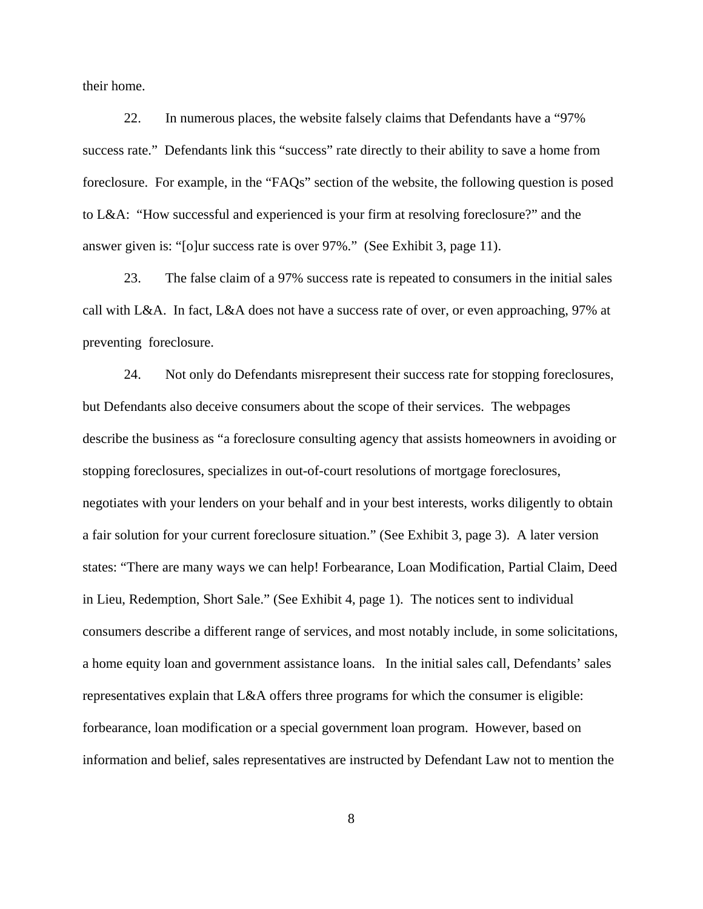their home.

22. In numerous places, the website falsely claims that Defendants have a "97% success rate." Defendants link this "success" rate directly to their ability to save a home from foreclosure. For example, in the "FAQs" section of the website, the following question is posed to L&A: "How successful and experienced is your firm at resolving foreclosure?" and the answer given is: "[o]ur success rate is over 97%." (See Exhibit 3, page 11).

23. The false claim of a 97% success rate is repeated to consumers in the initial sales call with L&A. In fact, L&A does not have a success rate of over, or even approaching, 97% at preventing foreclosure.

24. Not only do Defendants misrepresent their success rate for stopping foreclosures, but Defendants also deceive consumers about the scope of their services. The webpages describe the business as "a foreclosure consulting agency that assists homeowners in avoiding or stopping foreclosures, specializes in out-of-court resolutions of mortgage foreclosures, negotiates with your lenders on your behalf and in your best interests, works diligently to obtain a fair solution for your current foreclosure situation." (See Exhibit 3, page 3). A later version states: "There are many ways we can help! Forbearance, Loan Modification, Partial Claim, Deed in Lieu, Redemption, Short Sale." (See Exhibit 4, page 1). The notices sent to individual consumers describe a different range of services, and most notably include, in some solicitations, a home equity loan and government assistance loans. In the initial sales call, Defendants' sales representatives explain that L&A offers three programs for which the consumer is eligible: forbearance, loan modification or a special government loan program. However, based on information and belief, sales representatives are instructed by Defendant Law not to mention the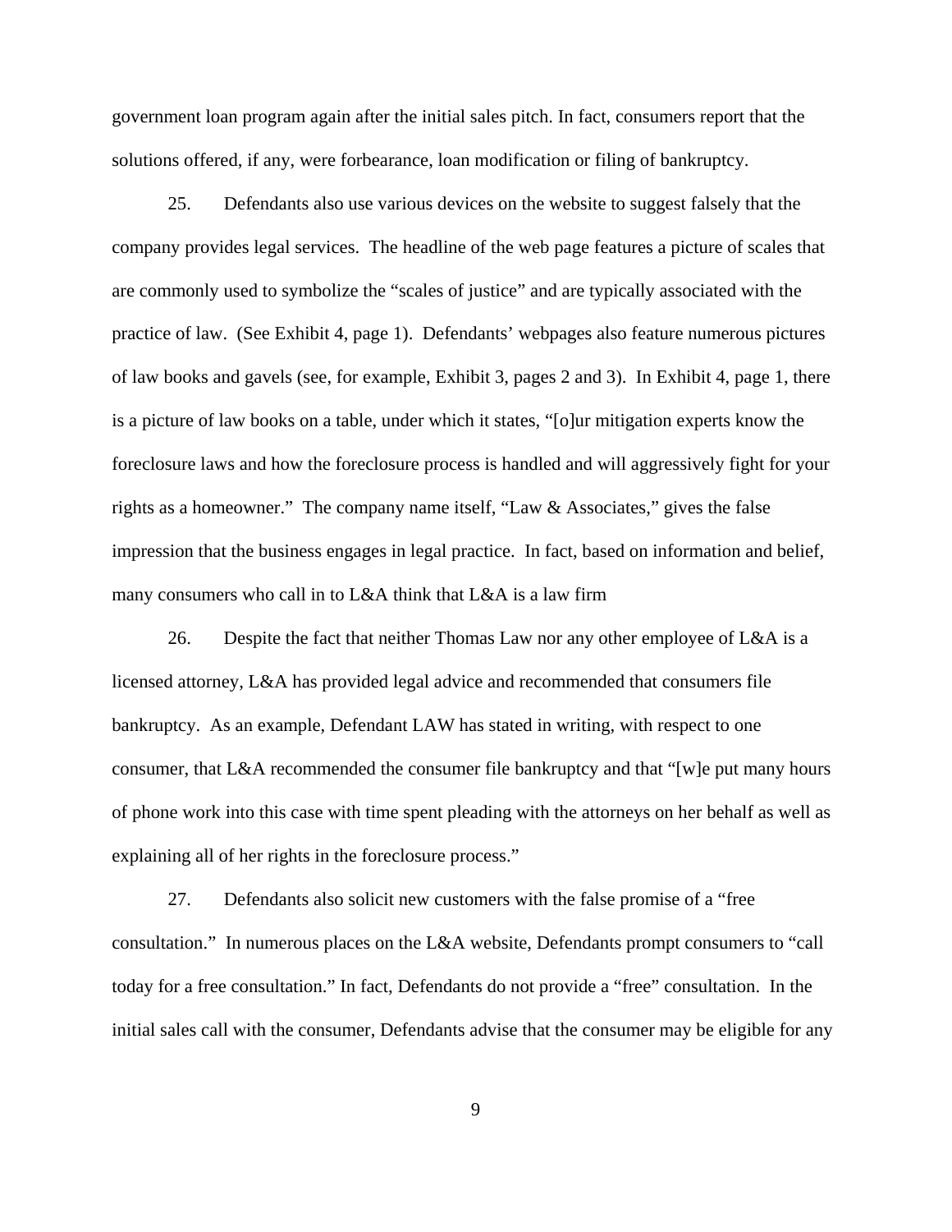government loan program again after the initial sales pitch. In fact, consumers report that the solutions offered, if any, were forbearance, loan modification or filing of bankruptcy.

25. Defendants also use various devices on the website to suggest falsely that the company provides legal services. The headline of the web page features a picture of scales that are commonly used to symbolize the "scales of justice" and are typically associated with the practice of law. (See Exhibit 4, page 1). Defendants' webpages also feature numerous pictures of law books and gavels (see, for example, Exhibit 3, pages 2 and 3). In Exhibit 4, page 1, there is a picture of law books on a table, under which it states, "[o]ur mitigation experts know the foreclosure laws and how the foreclosure process is handled and will aggressively fight for your rights as a homeowner." The company name itself, "Law & Associates," gives the false impression that the business engages in legal practice. In fact, based on information and belief, many consumers who call in to L&A think that L&A is a law firm

26. Despite the fact that neither Thomas Law nor any other employee of L&A is a licensed attorney, L&A has provided legal advice and recommended that consumers file bankruptcy. As an example, Defendant LAW has stated in writing, with respect to one consumer, that L&A recommended the consumer file bankruptcy and that "[w]e put many hours of phone work into this case with time spent pleading with the attorneys on her behalf as well as explaining all of her rights in the foreclosure process."

27. Defendants also solicit new customers with the false promise of a "free consultation." In numerous places on the L&A website, Defendants prompt consumers to "call today for a free consultation." In fact, Defendants do not provide a "free" consultation. In the initial sales call with the consumer, Defendants advise that the consumer may be eligible for any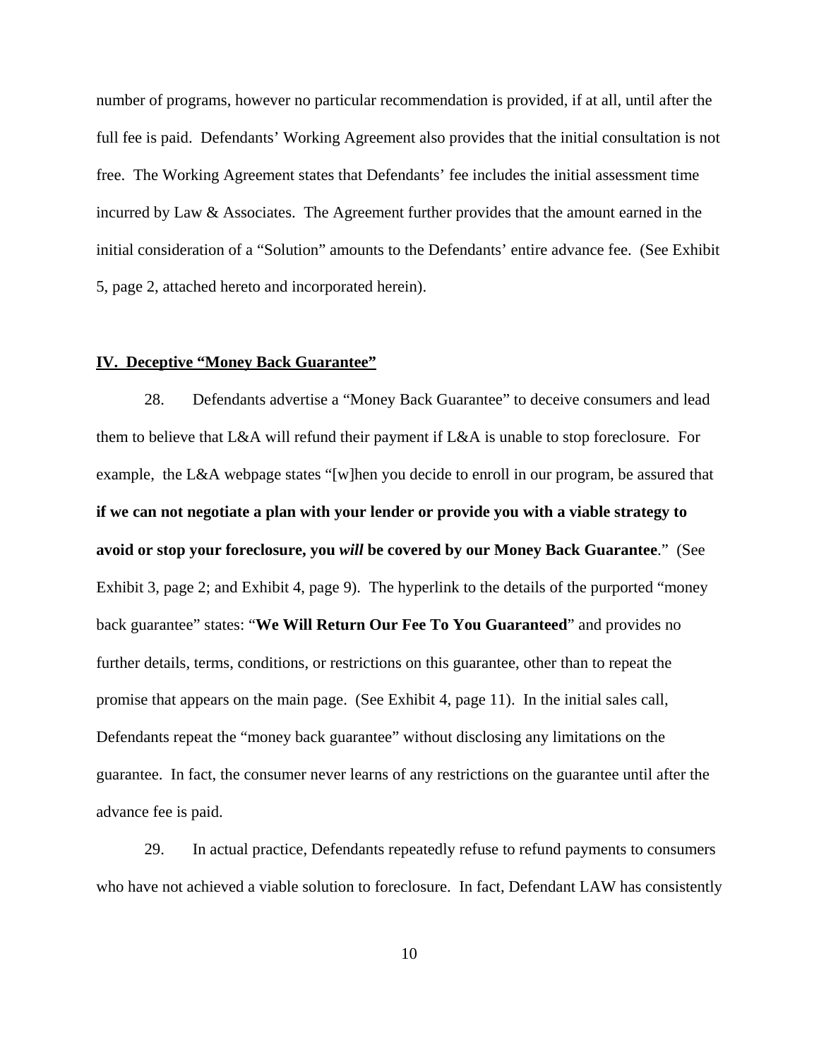number of programs, however no particular recommendation is provided, if at all, until after the full fee is paid. Defendants' Working Agreement also provides that the initial consultation is not free. The Working Agreement states that Defendants' fee includes the initial assessment time incurred by Law & Associates. The Agreement further provides that the amount earned in the initial consideration of a "Solution" amounts to the Defendants' entire advance fee. (See Exhibit 5, page 2, attached hereto and incorporated herein).

## IV. Deceptive "Money Back Guarantee"

28. Defendants advertise a "Money Back Guarantee" to deceive consumers and lead them to believe that L&A will refund their payment if L&A is unable to stop foreclosure. For example, the L&A webpage states "[w]hen you decide to enroll in our program, be assured that **if we can not negotiate a plan with your lender or provide you with a viable strategy to avoid or stop your foreclosure, you *will* be covered by our Money Back Guarantee**." (See Exhibit 3, page 2; and Exhibit 4, page 9). The hyperlink to the details of the purported "money back guarantee" states: "**We Will Return Our Fee To You Guaranteed**" and provides no further details, terms, conditions, or restrictions on this guarantee, other than to repeat the promise that appears on the main page. (See Exhibit 4, page 11). In the initial sales call, Defendants repeat the "money back guarantee" without disclosing any limitations on the guarantee. In fact, the consumer never learns of any restrictions on the guarantee until after the advance fee is paid.

29. In actual practice, Defendants repeatedly refuse to refund payments to consumers who have not achieved a viable solution to foreclosure. In fact, Defendant LAW has consistently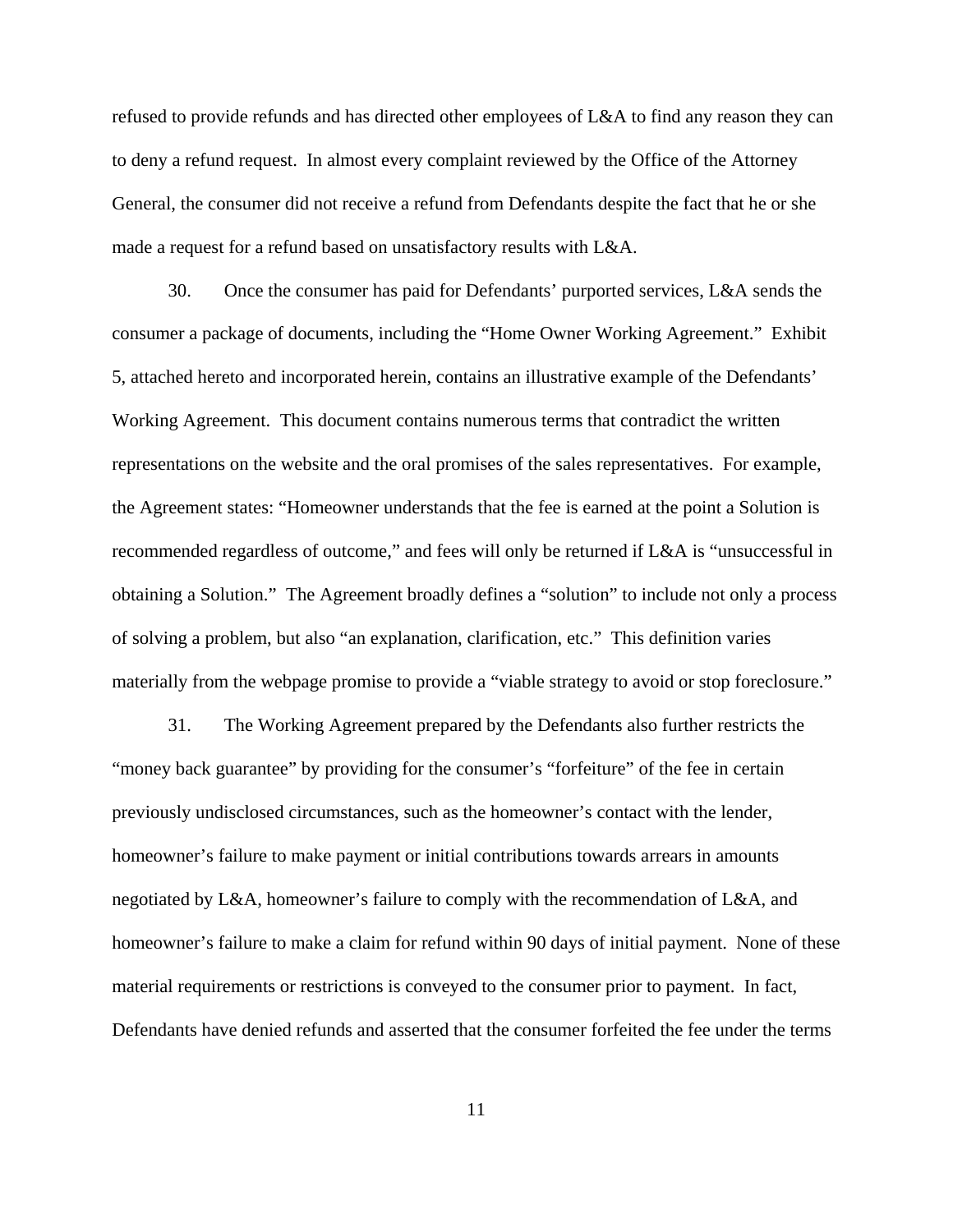refused to provide refunds and has directed other employees of L&A to find any reason they can to deny a refund request. In almost every complaint reviewed by the Office of the Attorney General, the consumer did not receive a refund from Defendants despite the fact that he or she made a request for a refund based on unsatisfactory results with L&A.

30. Once the consumer has paid for Defendants' purported services, L&A sends the consumer a package of documents, including the "Home Owner Working Agreement." Exhibit 5, attached hereto and incorporated herein, contains an illustrative example of the Defendants' Working Agreement. This document contains numerous terms that contradict the written representations on the website and the oral promises of the sales representatives. For example, the Agreement states: "Homeowner understands that the fee is earned at the point a Solution is recommended regardless of outcome," and fees will only be returned if L&A is "unsuccessful in obtaining a Solution." The Agreement broadly defines a "solution" to include not only a process of solving a problem, but also "an explanation, clarification, etc." This definition varies materially from the webpage promise to provide a "viable strategy to avoid or stop foreclosure."

31. The Working Agreement prepared by the Defendants also further restricts the "money back guarantee" by providing for the consumer's "forfeiture" of the fee in certain previously undisclosed circumstances, such as the homeowner's contact with the lender, homeowner's failure to make payment or initial contributions towards arrears in amounts negotiated by L&A, homeowner's failure to comply with the recommendation of L&A, and homeowner's failure to make a claim for refund within 90 days of initial payment. None of these material requirements or restrictions is conveyed to the consumer prior to payment. In fact, Defendants have denied refunds and asserted that the consumer forfeited the fee under the terms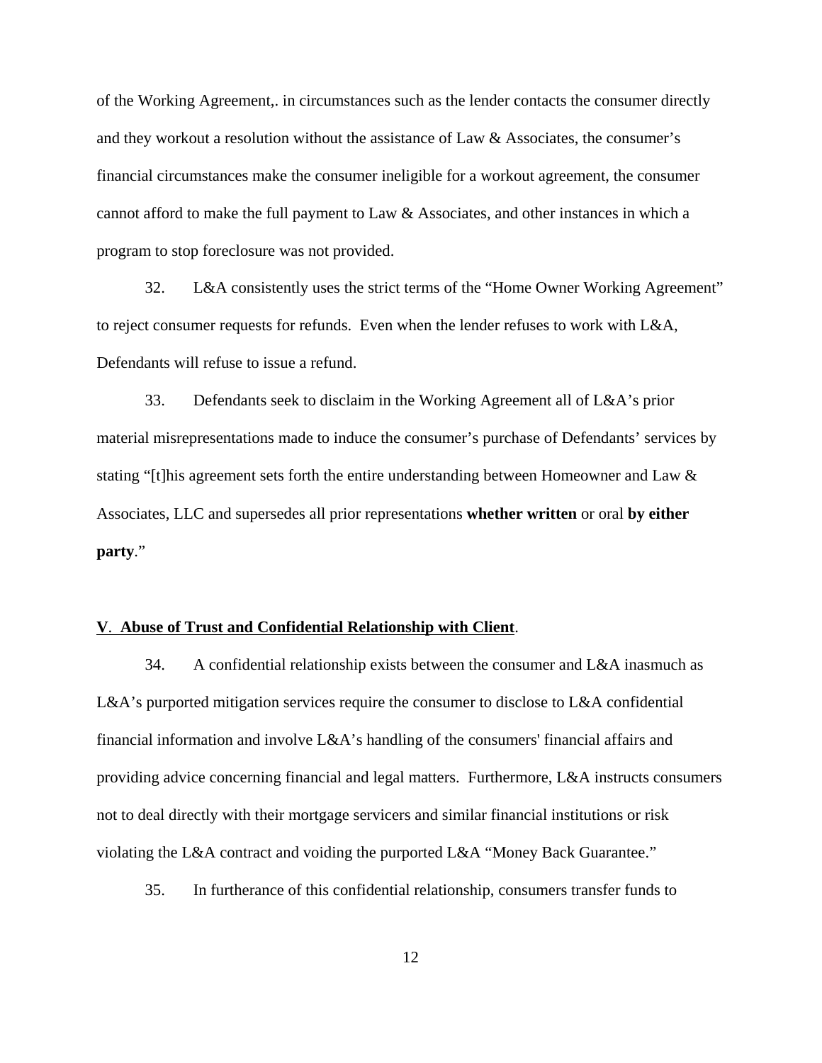of the Working Agreement,. in circumstances such as the lender contacts the consumer directly and they workout a resolution without the assistance of Law & Associates, the consumer's financial circumstances make the consumer ineligible for a workout agreement, the consumer cannot afford to make the full payment to Law & Associates, and other instances in which a program to stop foreclosure was not provided.

32. L&A consistently uses the strict terms of the "Home Owner Working Agreement" to reject consumer requests for refunds. Even when the lender refuses to work with L&A, Defendants will refuse to issue a refund.

33. Defendants seek to disclaim in the Working Agreement all of L&A's prior material misrepresentations made to induce the consumer's purchase of Defendants' services by stating "[t]his agreement sets forth the entire understanding between Homeowner and Law & Associates, LLC and supersedes all prior representations **whether written** or oral **by either party**."

**V**. **Abuse of Trust and Confidential Relationship with Client**.

34. A confidential relationship exists between the consumer and L&A inasmuch as L&A's purported mitigation services require the consumer to disclose to L&A confidential financial information and involve L&A's handling of the consumers' financial affairs and providing advice concerning financial and legal matters. Furthermore, L&A instructs consumers not to deal directly with their mortgage servicers and similar financial institutions or risk violating the L&A contract and voiding the purported L&A "Money Back Guarantee."

35. In furtherance of this confidential relationship, consumers transfer funds to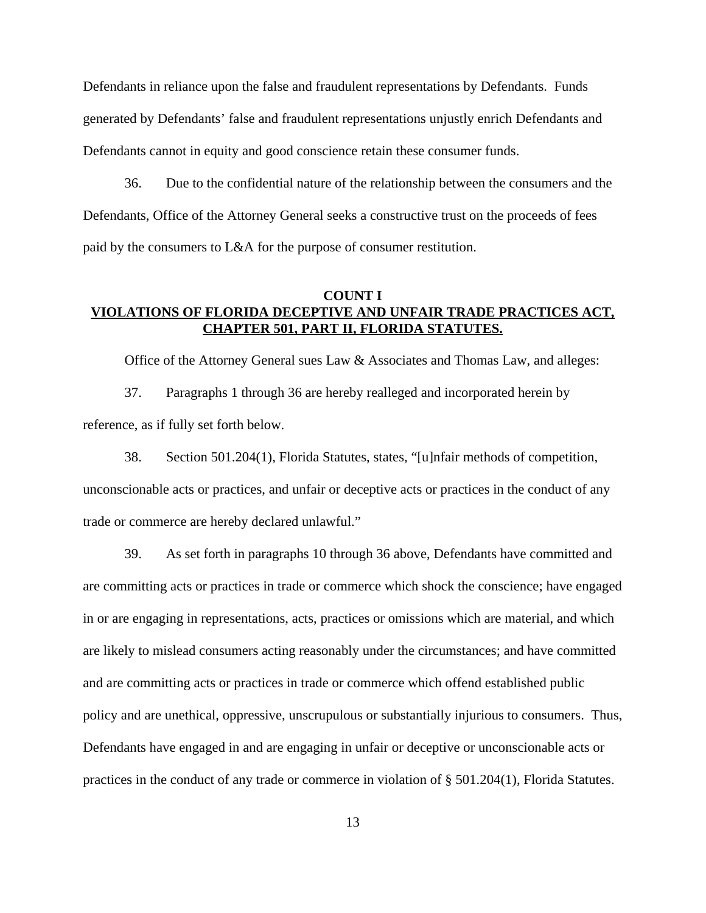Defendants in reliance upon the false and fraudulent representations by Defendants. Funds generated by Defendants' false and fraudulent representations unjustly enrich Defendants and Defendants cannot in equity and good conscience retain these consumer funds.

36. Due to the confidential nature of the relationship between the consumers and the Defendants, Office of the Attorney General seeks a constructive trust on the proceeds of fees paid by the consumers to L&A for the purpose of consumer restitution.

**COUNT I**

**VIOLATIONS OF FLORIDA DECEPTIVE AND UNFAIR TRADE PRACTICES ACT, CHAPTER 501, PART II, FLORIDA STATUTES.**

Office of the Attorney General sues Law & Associates and Thomas Law, and alleges:

37. Paragraphs 1 through 36 are hereby realleged and incorporated herein by reference, as if fully set forth below.

38. Section 501.204(1), Florida Statutes, states, "[u]nfair methods of competition, unconscionable acts or practices, and unfair or deceptive acts or practices in the conduct of any trade or commerce are hereby declared unlawful."

39. As set forth in paragraphs 10 through 36 above, Defendants have committed and are committing acts or practices in trade or commerce which shock the conscience; have engaged in or are engaging in representations, acts, practices or omissions which are material, and which are likely to mislead consumers acting reasonably under the circumstances; and have committed and are committing acts or practices in trade or commerce which offend established public policy and are unethical, oppressive, unscrupulous or substantially injurious to consumers. Thus, Defendants have engaged in and are engaging in unfair or deceptive or unconscionable acts or practices in the conduct of any trade or commerce in violation of § 501.204(1), Florida Statutes.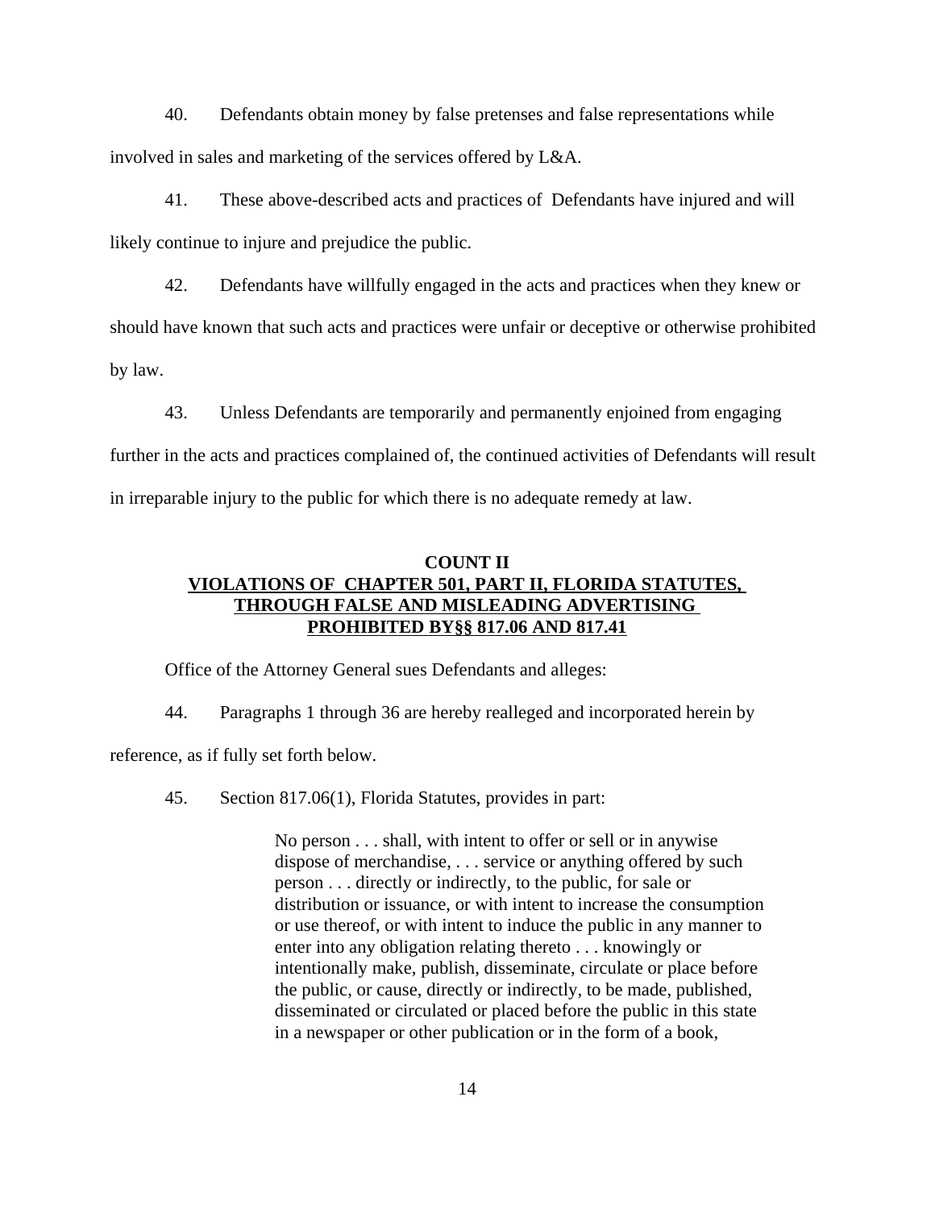40. Defendants obtain money by false pretenses and false representations while involved in sales and marketing of the services offered by L&A.

41. These above-described acts and practices of Defendants have injured and will likely continue to injure and prejudice the public.

42. Defendants have willfully engaged in the acts and practices when they knew or should have known that such acts and practices were unfair or deceptive or otherwise prohibited by law.

43. Unless Defendants are temporarily and permanently enjoined from engaging further in the acts and practices complained of, the continued activities of Defendants will result in irreparable injury to the public for which there is no adequate remedy at law.

**COUNT II**
**VIOLATIONS OF CHAPTER 501, PART II, FLORIDA STATUTES, THROUGH FALSE AND MISLEADING ADVERTISING PROHIBITED BY§§ 817.06 AND 817.41**

Office of the Attorney General sues Defendants and alleges:

44. Paragraphs 1 through 36 are hereby realleged and incorporated herein by reference, as if fully set forth below.

45. Section 817.06(1), Florida Statutes, provides in part:

> No person . . . shall, with intent to offer or sell or in anywise dispose of merchandise, . . . service or anything offered by such person . . . directly or indirectly, to the public, for sale or distribution or issuance, or with intent to increase the consumption or use thereof, or with intent to induce the public in any manner to enter into any obligation relating thereto . . . knowingly or intentionally make, publish, disseminate, circulate or place before the public, or cause, directly or indirectly, to be made, published, disseminated or circulated or placed before the public in this state in a newspaper or other publication or in the form of a book,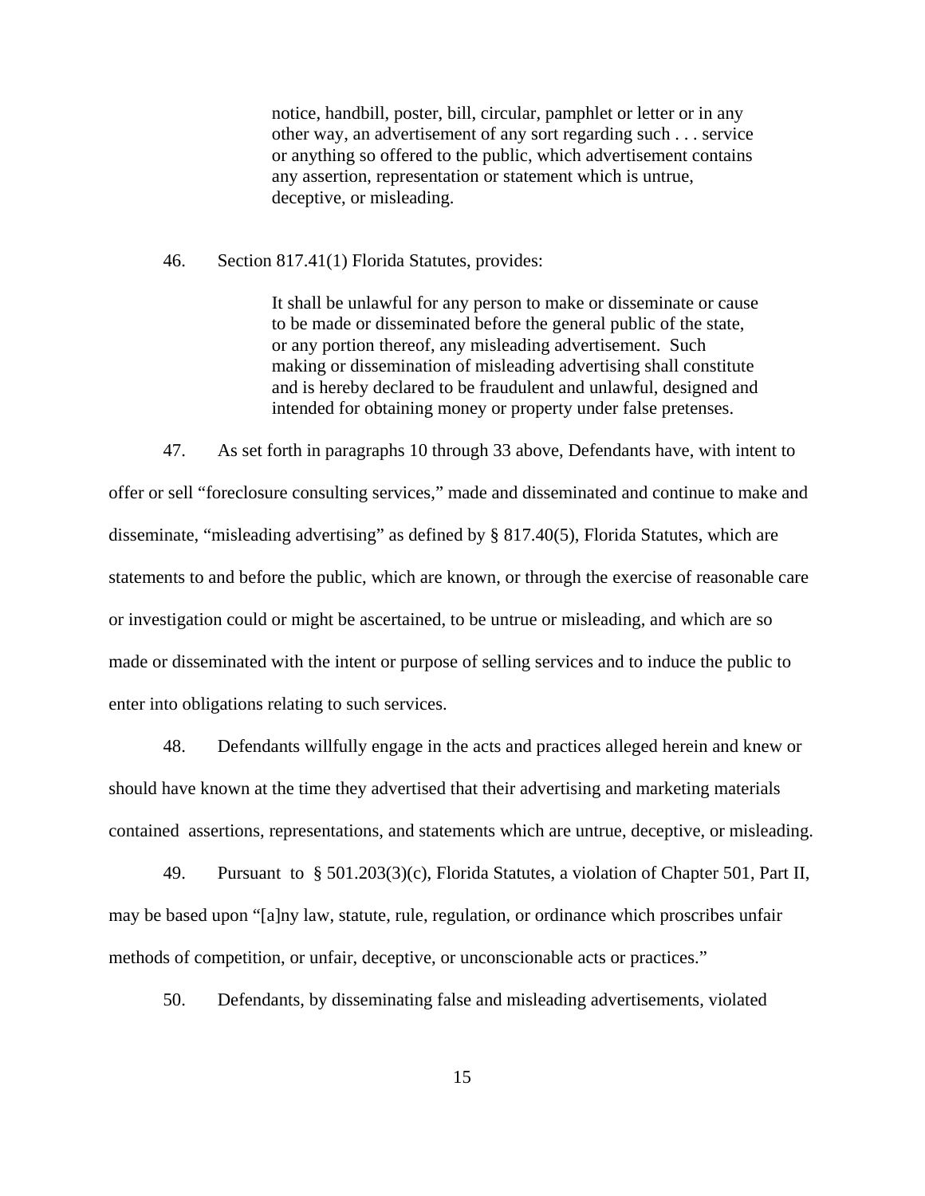> notice, handbill, poster, bill, circular, pamphlet or letter or in any other way, an advertisement of any sort regarding such . . . service or anything so offered to the public, which advertisement contains any assertion, representation or statement which is untrue, deceptive, or misleading.

46. Section 817.41(1) Florida Statutes, provides:

> It shall be unlawful for any person to make or disseminate or cause to be made or disseminated before the general public of the state, or any portion thereof, any misleading advertisement. Such making or dissemination of misleading advertising shall constitute and is hereby declared to be fraudulent and unlawful, designed and intended for obtaining money or property under false pretenses.

47. As set forth in paragraphs 10 through 33 above, Defendants have, with intent to offer or sell "foreclosure consulting services," made and disseminated and continue to make and disseminate, "misleading advertising" as defined by § 817.40(5), Florida Statutes, which are statements to and before the public, which are known, or through the exercise of reasonable care or investigation could or might be ascertained, to be untrue or misleading, and which are so made or disseminated with the intent or purpose of selling services and to induce the public to enter into obligations relating to such services.

48. Defendants willfully engage in the acts and practices alleged herein and knew or should have known at the time they advertised that their advertising and marketing materials contained assertions, representations, and statements which are untrue, deceptive, or misleading.

49. Pursuant to § 501.203(3)(c), Florida Statutes, a violation of Chapter 501, Part II, may be based upon "[a]ny law, statute, rule, regulation, or ordinance which proscribes unfair methods of competition, or unfair, deceptive, or unconscionable acts or practices."

50. Defendants, by disseminating false and misleading advertisements, violated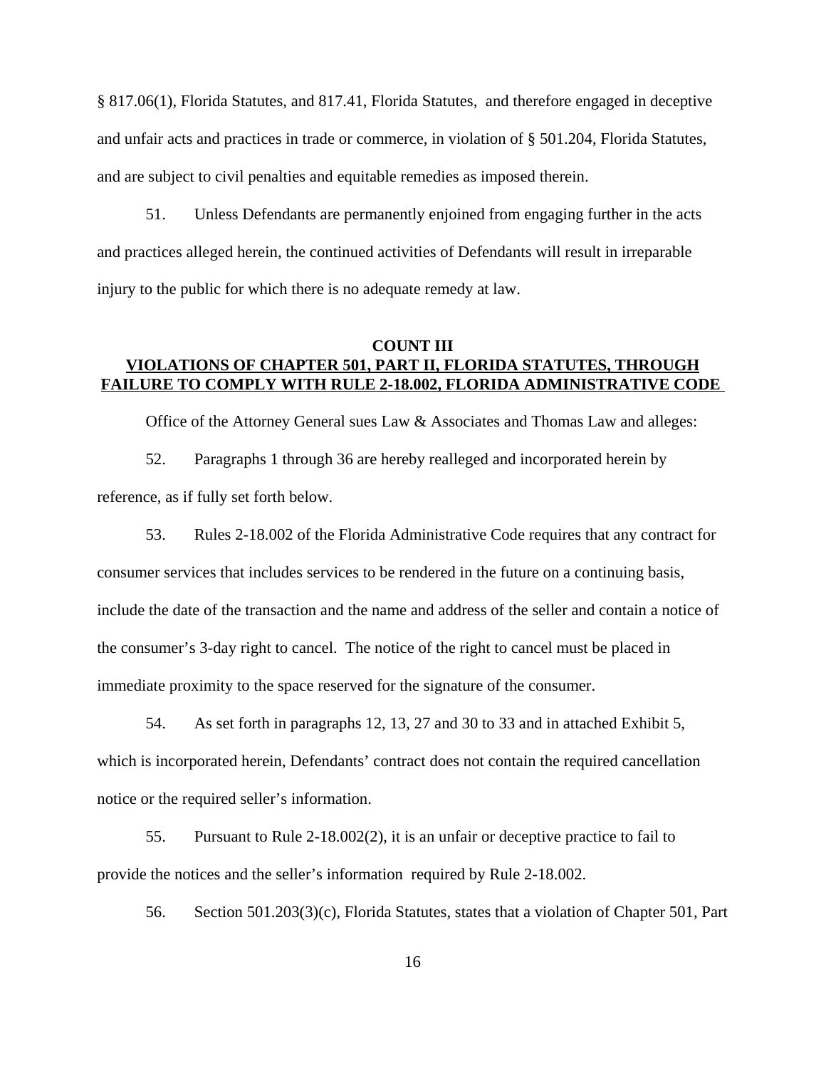§ 817.06(1), Florida Statutes, and 817.41, Florida Statutes, and therefore engaged in deceptive and unfair acts and practices in trade or commerce, in violation of § 501.204, Florida Statutes, and are subject to civil penalties and equitable remedies as imposed therein.

51. Unless Defendants are permanently enjoined from engaging further in the acts and practices alleged herein, the continued activities of Defendants will result in irreparable injury to the public for which there is no adequate remedy at law.

## COUNT III

## VIOLATIONS OF CHAPTER 501, PART II, FLORIDA STATUTES, THROUGH FAILURE TO COMPLY WITH RULE 2-18.002, FLORIDA ADMINISTRATIVE CODE

Office of the Attorney General sues Law & Associates and Thomas Law and alleges:

52. Paragraphs 1 through 36 are hereby realleged and incorporated herein by reference, as if fully set forth below.

53. Rules 2-18.002 of the Florida Administrative Code requires that any contract for consumer services that includes services to be rendered in the future on a continuing basis, include the date of the transaction and the name and address of the seller and contain a notice of the consumer's 3-day right to cancel. The notice of the right to cancel must be placed in immediate proximity to the space reserved for the signature of the consumer.

54. As set forth in paragraphs 12, 13, 27 and 30 to 33 and in attached Exhibit 5, which is incorporated herein, Defendants' contract does not contain the required cancellation notice or the required seller's information.

55. Pursuant to Rule 2-18.002(2), it is an unfair or deceptive practice to fail to provide the notices and the seller's information required by Rule 2-18.002.

56. Section 501.203(3)(c), Florida Statutes, states that a violation of Chapter 501, Part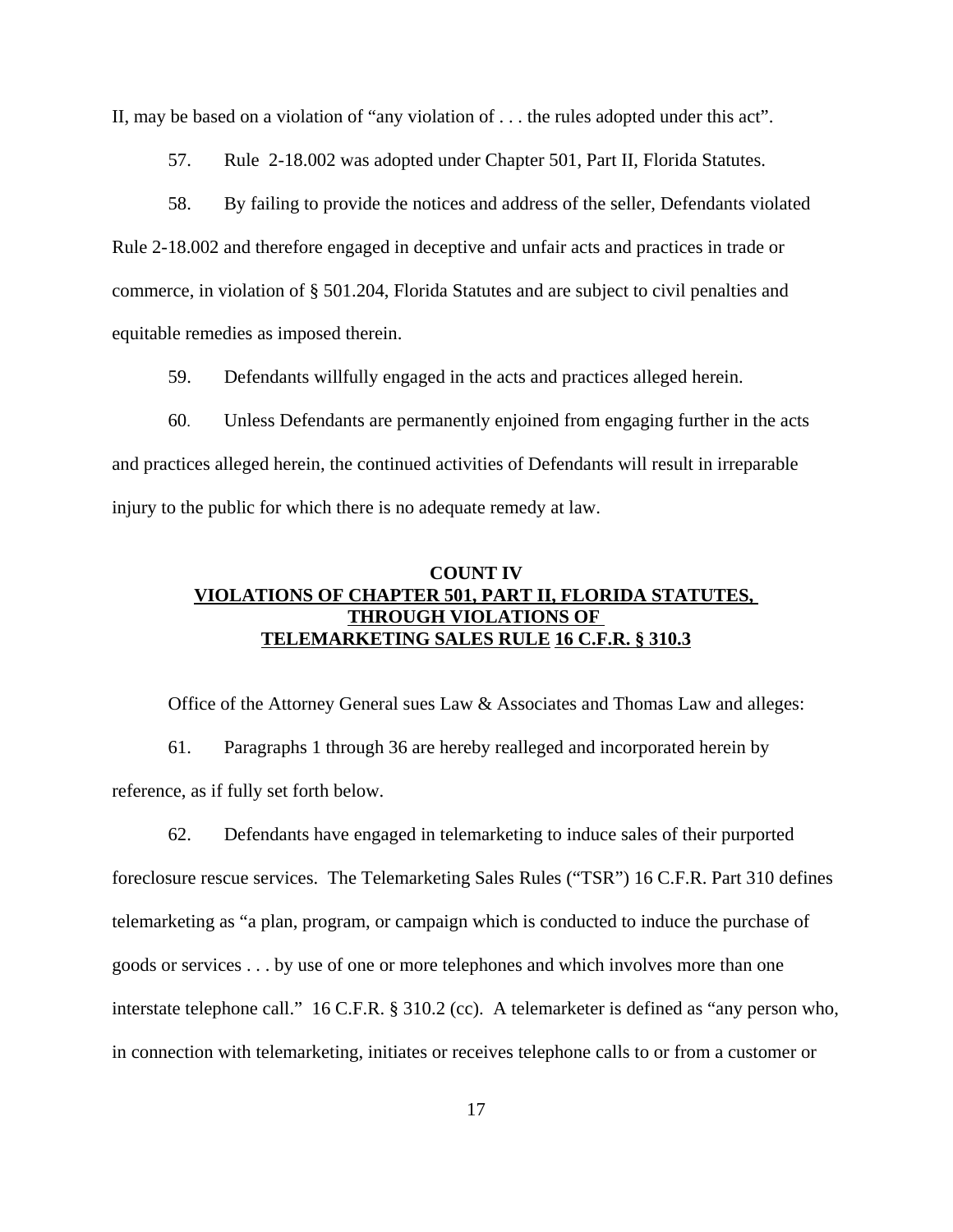II, may be based on a violation of "any violation of . . . the rules adopted under this act".

57. Rule 2-18.002 was adopted under Chapter 501, Part II, Florida Statutes.

58. By failing to provide the notices and address of the seller, Defendants violated Rule 2-18.002 and therefore engaged in deceptive and unfair acts and practices in trade or commerce, in violation of § 501.204, Florida Statutes and are subject to civil penalties and equitable remedies as imposed therein.

59. Defendants willfully engaged in the acts and practices alleged herein.

60. Unless Defendants are permanently enjoined from engaging further in the acts and practices alleged herein, the continued activities of Defendants will result in irreparable injury to the public for which there is no adequate remedy at law.

## COUNT IV
## VIOLATIONS OF CHAPTER 501, PART II, FLORIDA STATUTES, THROUGH VIOLATIONS OF TELEMARKETING SALES RULE 16 C.F.R. § 310.3

Office of the Attorney General sues Law & Associates and Thomas Law and alleges:

61. Paragraphs 1 through 36 are hereby realleged and incorporated herein by reference, as if fully set forth below.

62. Defendants have engaged in telemarketing to induce sales of their purported foreclosure rescue services. The Telemarketing Sales Rules ("TSR") 16 C.F.R. Part 310 defines telemarketing as "a plan, program, or campaign which is conducted to induce the purchase of goods or services . . . by use of one or more telephones and which involves more than one interstate telephone call." 16 C.F.R. § 310.2 (cc). A telemarketer is defined as "any person who, in connection with telemarketing, initiates or receives telephone calls to or from a customer or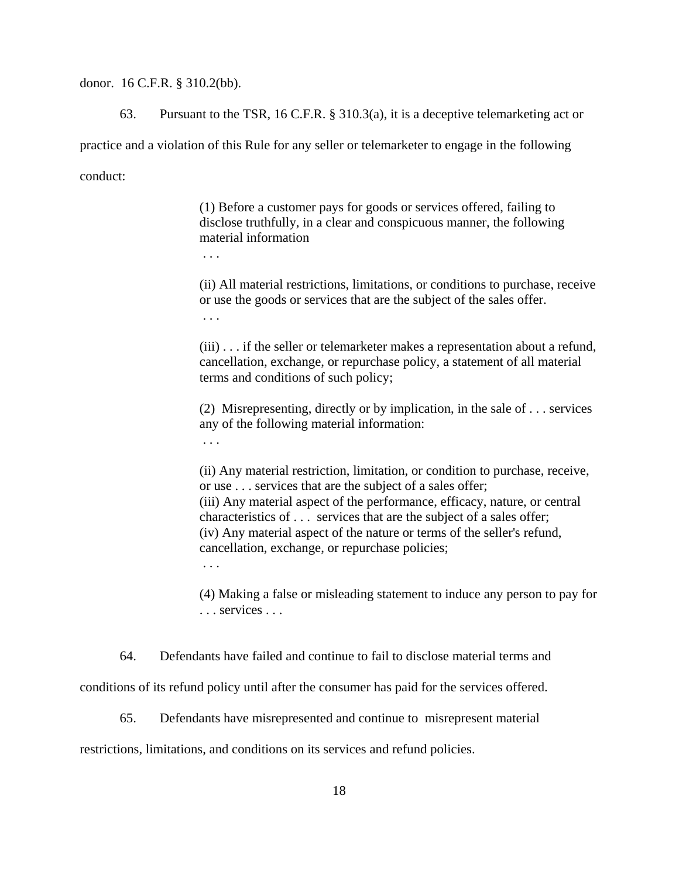donor. 16 C.F.R. § 310.2(bb).

63. Pursuant to the TSR, 16 C.F.R. § 310.3(a), it is a deceptive telemarketing act or practice and a violation of this Rule for any seller or telemarketer to engage in the following conduct:

> (1) Before a customer pays for goods or services offered, failing to disclose truthfully, in a clear and conspicuous manner, the following material information
>
> . . .
>
> (ii) All material restrictions, limitations, or conditions to purchase, receive or use the goods or services that are the subject of the sales offer.
>
> . . .
>
> (iii) . . . if the seller or telemarketer makes a representation about a refund, cancellation, exchange, or repurchase policy, a statement of all material terms and conditions of such policy;
>
> (2) Misrepresenting, directly or by implication, in the sale of . . . services any of the following material information:
>
> . . .
>
> (ii) Any material restriction, limitation, or condition to purchase, receive, or use . . . services that are the subject of a sales offer;
> (iii) Any material aspect of the performance, efficacy, nature, or central characteristics of . . . services that are the subject of a sales offer;
> (iv) Any material aspect of the nature or terms of the seller's refund, cancellation, exchange, or repurchase policies;
>
> . . .
>
> (4) Making a false or misleading statement to induce any person to pay for . . . services . . .

64. Defendants have failed and continue to fail to disclose material terms and conditions of its refund policy until after the consumer has paid for the services offered.

65. Defendants have misrepresented and continue to misrepresent material restrictions, limitations, and conditions on its services and refund policies.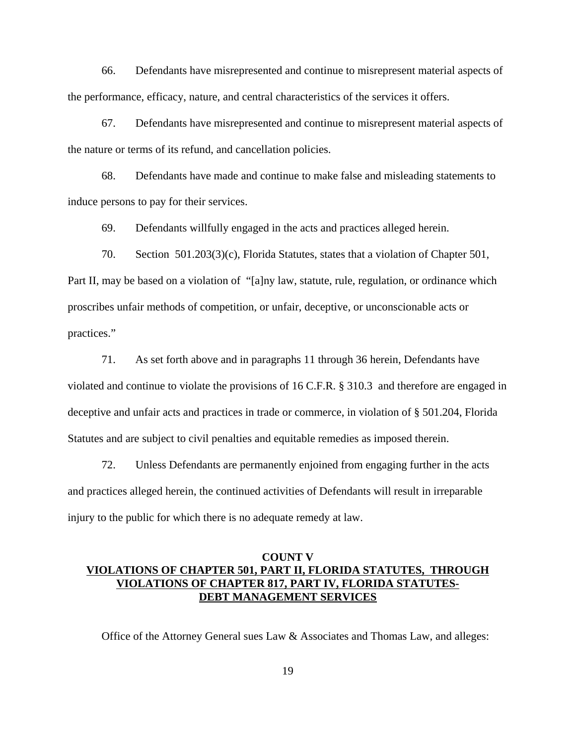66. Defendants have misrepresented and continue to misrepresent material aspects of the performance, efficacy, nature, and central characteristics of the services it offers.

67. Defendants have misrepresented and continue to misrepresent material aspects of the nature or terms of its refund, and cancellation policies.

68. Defendants have made and continue to make false and misleading statements to induce persons to pay for their services.

69. Defendants willfully engaged in the acts and practices alleged herein.

70. Section 501.203(3)(c), Florida Statutes, states that a violation of Chapter 501, Part II, may be based on a violation of "[a]ny law, statute, rule, regulation, or ordinance which proscribes unfair methods of competition, or unfair, deceptive, or unconscionable acts or practices."

71. As set forth above and in paragraphs 11 through 36 herein, Defendants have violated and continue to violate the provisions of 16 C.F.R. § 310.3 and therefore are engaged in deceptive and unfair acts and practices in trade or commerce, in violation of § 501.204, Florida Statutes and are subject to civil penalties and equitable remedies as imposed therein.

72. Unless Defendants are permanently enjoined from engaging further in the acts and practices alleged herein, the continued activities of Defendants will result in irreparable injury to the public for which there is no adequate remedy at law.

## COUNT V
## VIOLATIONS OF CHAPTER 501, PART II, FLORIDA STATUTES, THROUGH VIOLATIONS OF CHAPTER 817, PART IV, FLORIDA STATUTES- DEBT MANAGEMENT SERVICES

Office of the Attorney General sues Law & Associates and Thomas Law, and alleges: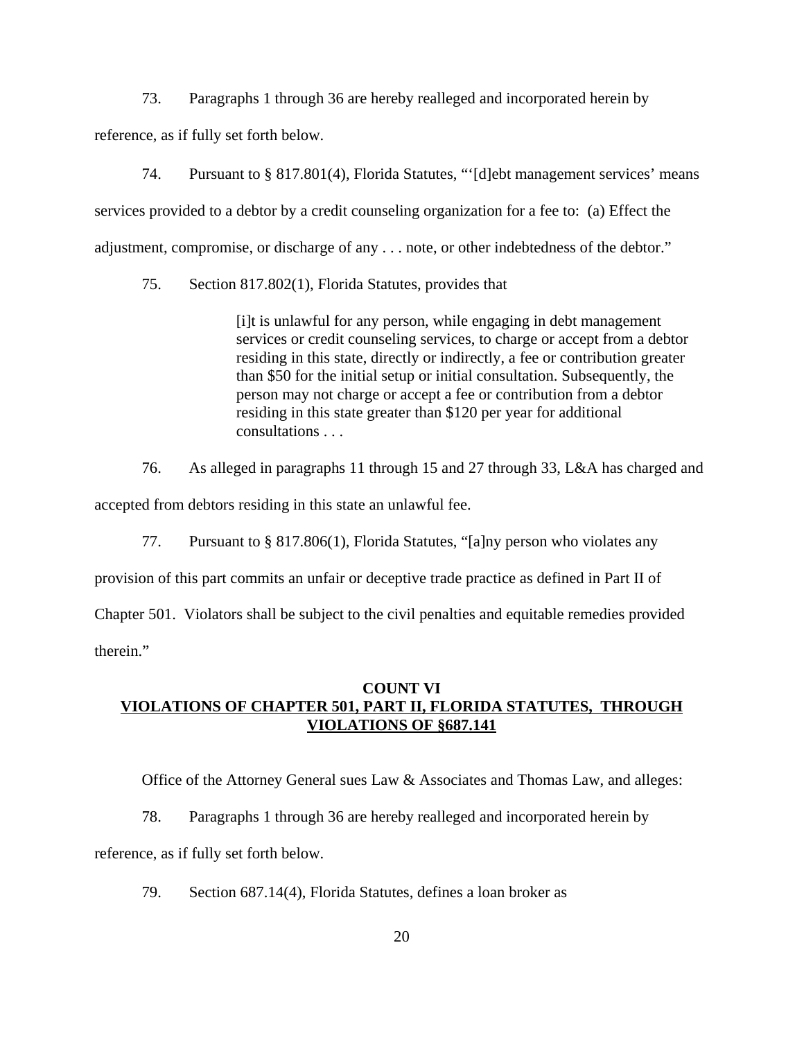73. Paragraphs 1 through 36 are hereby realleged and incorporated herein by reference, as if fully set forth below.

74. Pursuant to § 817.801(4), Florida Statutes, "'[d]ebt management services' means services provided to a debtor by a credit counseling organization for a fee to: (a) Effect the adjustment, compromise, or discharge of any . . . note, or other indebtedness of the debtor."

75. Section 817.802(1), Florida Statutes, provides that

> [i]t is unlawful for any person, while engaging in debt management services or credit counseling services, to charge or accept from a debtor residing in this state, directly or indirectly, a fee or contribution greater than $50 for the initial setup or initial consultation. Subsequently, the person may not charge or accept a fee or contribution from a debtor residing in this state greater than $120 per year for additional consultations . . .

76. As alleged in paragraphs 11 through 15 and 27 through 33, L&A has charged and accepted from debtors residing in this state an unlawful fee.

77. Pursuant to § 817.806(1), Florida Statutes, "[a]ny person who violates any provision of this part commits an unfair or deceptive trade practice as defined in Part II of Chapter 501. Violators shall be subject to the civil penalties and equitable remedies provided therein."

## COUNT VI
## VIOLATIONS OF CHAPTER 501, PART II, FLORIDA STATUTES, THROUGH VIOLATIONS OF §687.141

Office of the Attorney General sues Law & Associates and Thomas Law, and alleges:

78. Paragraphs 1 through 36 are hereby realleged and incorporated herein by reference, as if fully set forth below.

79. Section 687.14(4), Florida Statutes, defines a loan broker as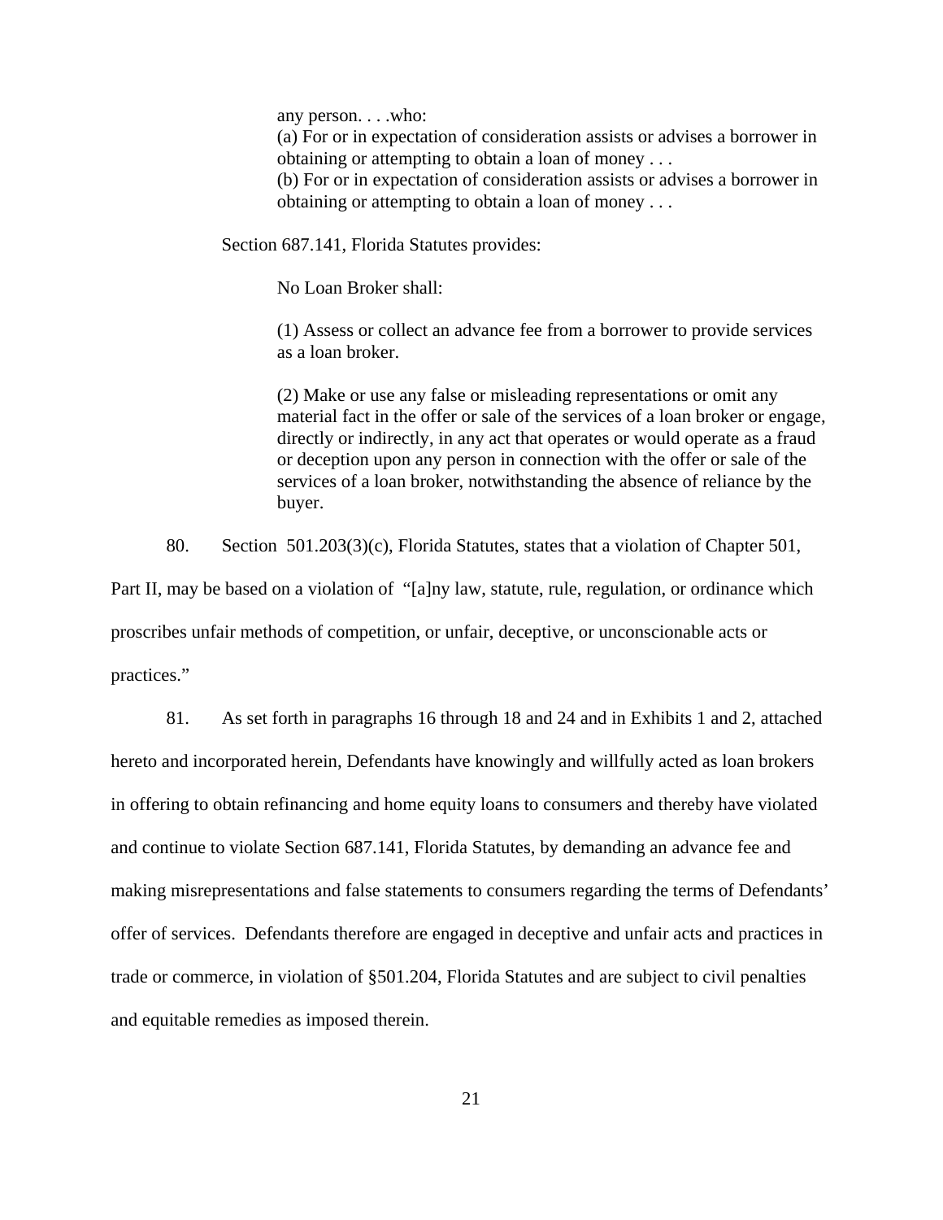> any person. . . .who:
> (a) For or in expectation of consideration assists or advises a borrower in obtaining or attempting to obtain a loan of money . . .
> (b) For or in expectation of consideration assists or advises a borrower in obtaining or attempting to obtain a loan of money . . .

Section 687.141, Florida Statutes provides:

> No Loan Broker shall:
>
> (1) Assess or collect an advance fee from a borrower to provide services as a loan broker.
>
> (2) Make or use any false or misleading representations or omit any material fact in the offer or sale of the services of a loan broker or engage, directly or indirectly, in any act that operates or would operate as a fraud or deception upon any person in connection with the offer or sale of the services of a loan broker, notwithstanding the absence of reliance by the buyer.

80. Section 501.203(3)(c), Florida Statutes, states that a violation of Chapter 501, Part II, may be based on a violation of "[a]ny law, statute, rule, regulation, or ordinance which proscribes unfair methods of competition, or unfair, deceptive, or unconscionable acts or practices."

81. As set forth in paragraphs 16 through 18 and 24 and in Exhibits 1 and 2, attached hereto and incorporated herein, Defendants have knowingly and willfully acted as loan brokers in offering to obtain refinancing and home equity loans to consumers and thereby have violated and continue to violate Section 687.141, Florida Statutes, by demanding an advance fee and making misrepresentations and false statements to consumers regarding the terms of Defendants' offer of services. Defendants therefore are engaged in deceptive and unfair acts and practices in trade or commerce, in violation of §501.204, Florida Statutes and are subject to civil penalties and equitable remedies as imposed therein.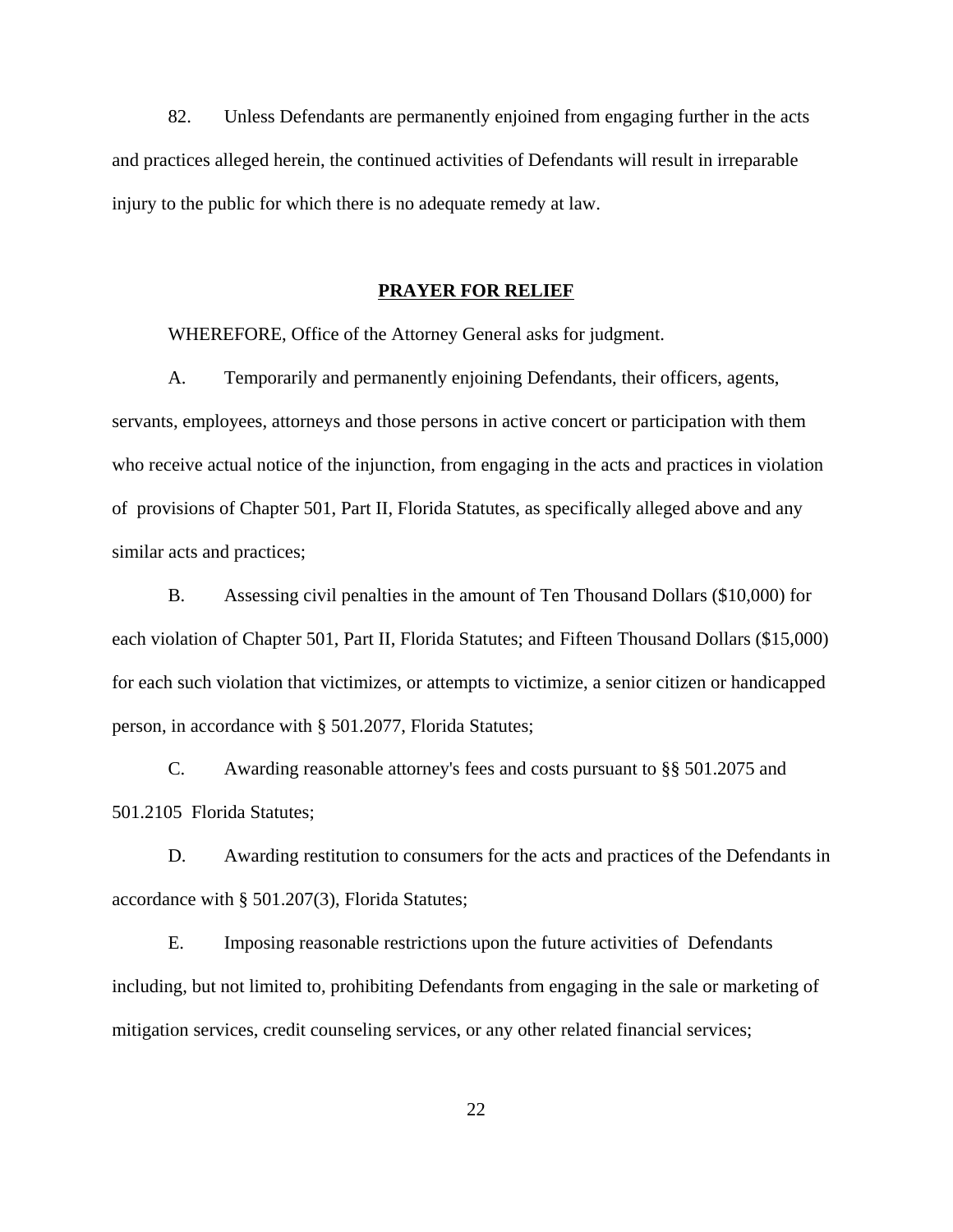82. Unless Defendants are permanently enjoined from engaging further in the acts and practices alleged herein, the continued activities of Defendants will result in irreparable injury to the public for which there is no adequate remedy at law.

## PRAYER FOR RELIEF

WHEREFORE, Office of the Attorney General asks for judgment.

A. Temporarily and permanently enjoining Defendants, their officers, agents, servants, employees, attorneys and those persons in active concert or participation with them who receive actual notice of the injunction, from engaging in the acts and practices in violation of provisions of Chapter 501, Part II, Florida Statutes, as specifically alleged above and any similar acts and practices;

B. Assessing civil penalties in the amount of Ten Thousand Dollars ($10,000) for each violation of Chapter 501, Part II, Florida Statutes; and Fifteen Thousand Dollars ($15,000) for each such violation that victimizes, or attempts to victimize, a senior citizen or handicapped person, in accordance with § 501.2077, Florida Statutes;

C. Awarding reasonable attorney's fees and costs pursuant to §§ 501.2075 and 501.2105 Florida Statutes;

D. Awarding restitution to consumers for the acts and practices of the Defendants in accordance with § 501.207(3), Florida Statutes;

E. Imposing reasonable restrictions upon the future activities of Defendants including, but not limited to, prohibiting Defendants from engaging in the sale or marketing of mitigation services, credit counseling services, or any other related financial services;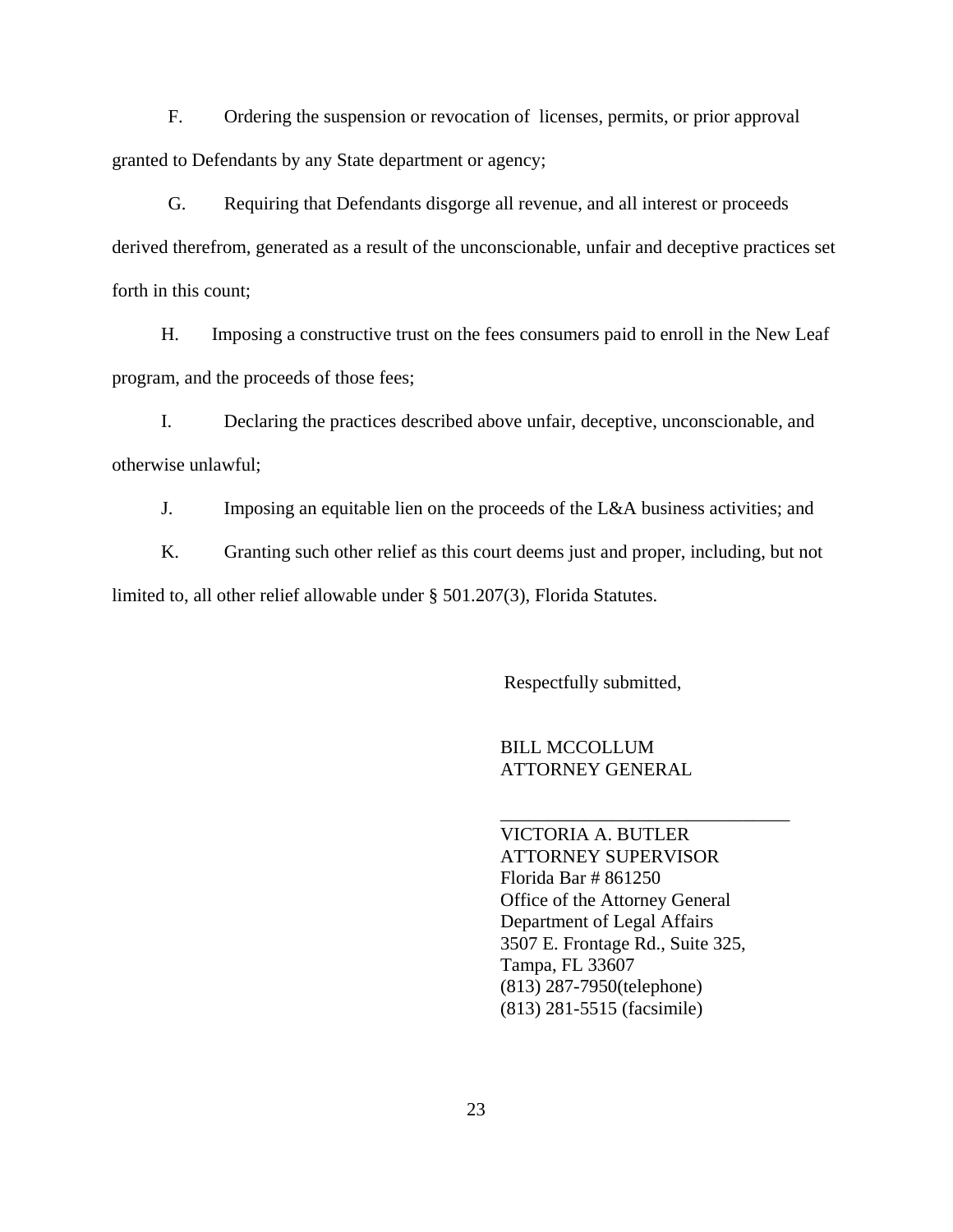F. Ordering the suspension or revocation of licenses, permits, or prior approval granted to Defendants by any State department or agency;

G. Requiring that Defendants disgorge all revenue, and all interest or proceeds derived therefrom, generated as a result of the unconscionable, unfair and deceptive practices set forth in this count;

H. Imposing a constructive trust on the fees consumers paid to enroll in the New Leaf program, and the proceeds of those fees;

I. Declaring the practices described above unfair, deceptive, unconscionable, and otherwise unlawful;

J. Imposing an equitable lien on the proceeds of the L&A business activities; and

K. Granting such other relief as this court deems just and proper, including, but not limited to, all other relief allowable under § 501.207(3), Florida Statutes.

Respectfully submitted,

BILL MCCOLLUM  
ATTORNEY GENERAL

\_\_\_\_\_\_\_\_\_\_\_\_\_\_\_\_\_\_\_\_\_\_\_\_\_\_\_\_\_\_\_\_  
VICTORIA A. BUTLER  
ATTORNEY SUPERVISOR  
Florida Bar # 861250  
Office of the Attorney General  
Department of Legal Affairs  
3507 E. Frontage Rd., Suite 325,  
Tampa, FL 33607  
(813) 287-7950(telephone)  
(813) 281-5515 (facsimile)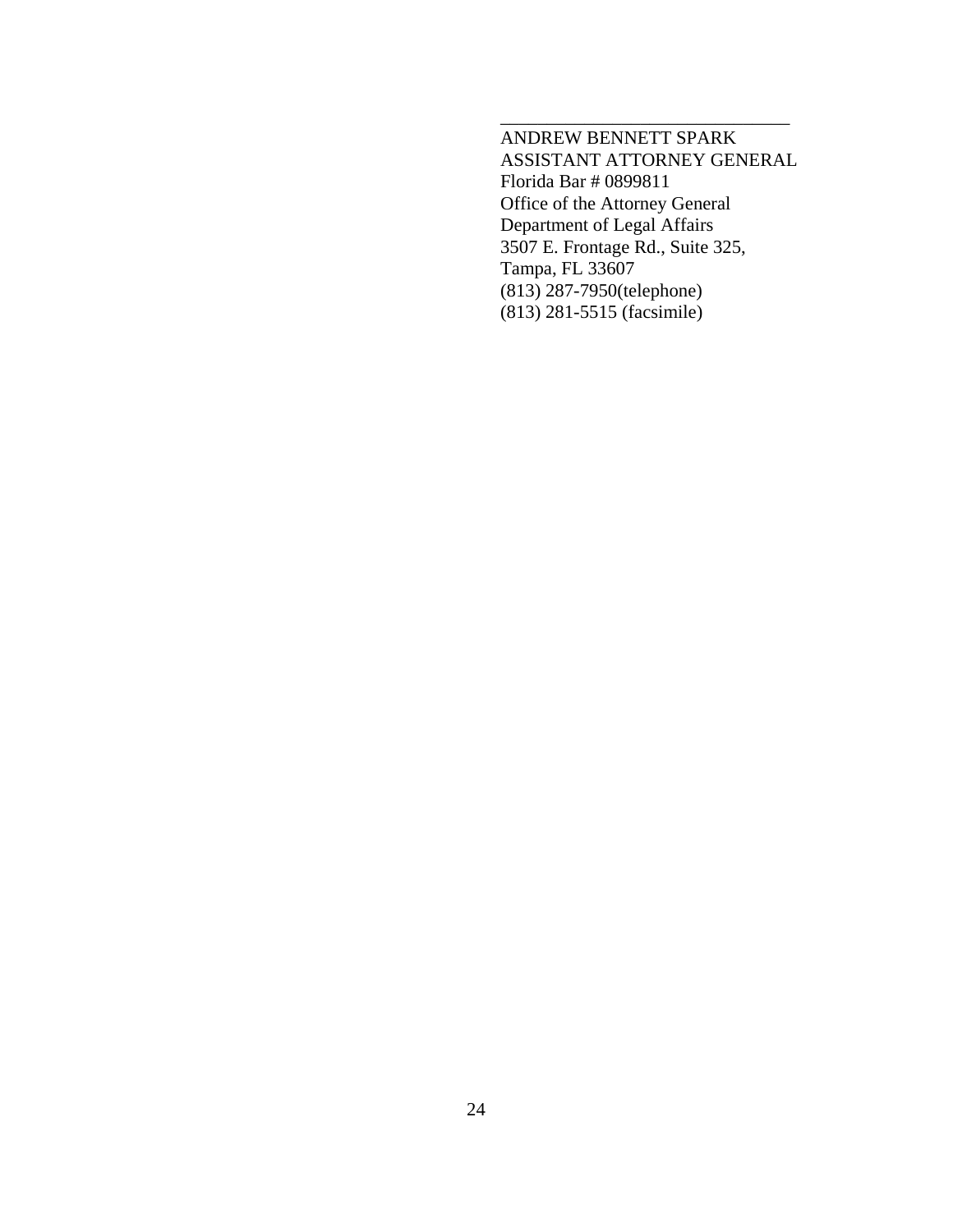\_\_\_\_\_\_\_\_\_\_\_\_\_\_\_\_\_\_\_\_\_\_\_\_\_\_\_\_\_\_\_

ANDREW BENNETT SPARK
ASSISTANT ATTORNEY GENERAL
Florida Bar # 0899811
Office of the Attorney General
Department of Legal Affairs
3507 E. Frontage Rd., Suite 325,
Tampa, FL 33607
(813) 287-7950(telephone)
(813) 281-5515 (facsimile)